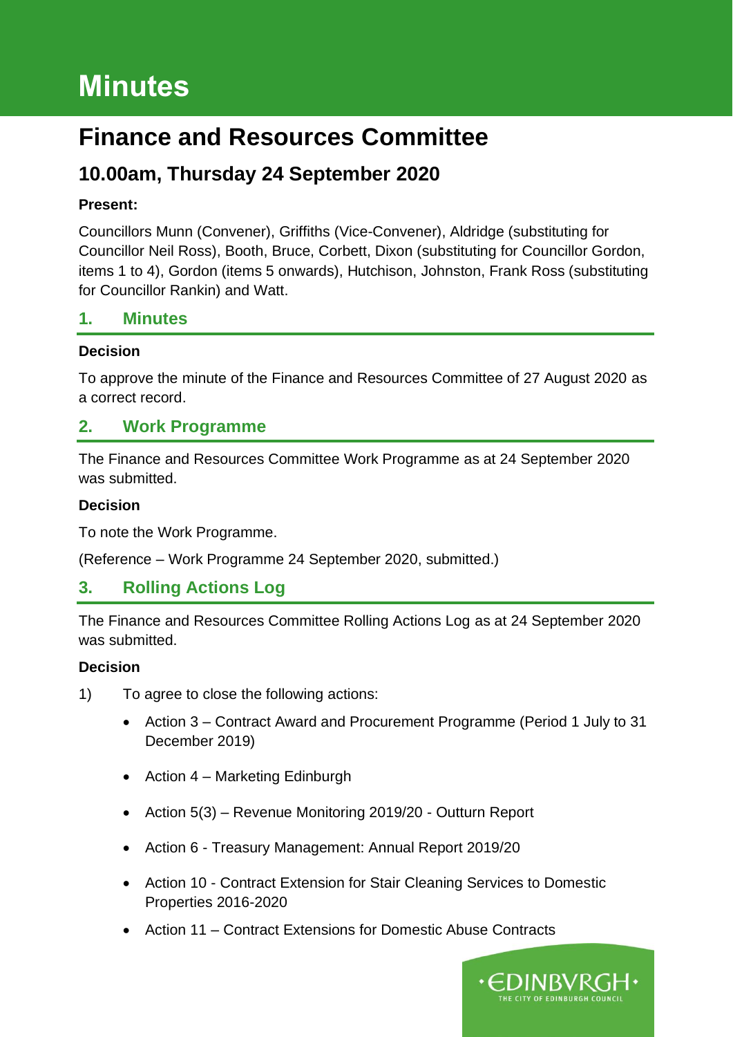# Minutes

## Finance and Resources Committee

### 10.00am, Thursday 24 September 2020

**Present:**

Councillors Munn (Convener), Griffiths (Vice-Convener), Aldridge (substituting for Councillor Neil Ross), Booth, Bruce, Corbett, Dixon (substituting for Councillor Gordon, items 1 to 4), Gordon (items 5 onwards), Hutchison, Johnston, Frank Ross (substituting for Councillor Rankin) and Watt.

### 1. Minutes

**Decision**

To approve the minute of the Finance and Resources Committee of 27 August 2020 as a correct record.

### 2. Work Programme

The Finance and Resources Committee Work Programme as at 24 September 2020 was submitted.

**Decision**

To note the Work Programme.

(Reference – Work Programme 24 September 2020, submitted.)

### 3. Rolling Actions Log

The Finance and Resources Committee Rolling Actions Log as at 24 September 2020 was submitted.

**Decision**

1) To agree to close the following actions:

- Action 3 – Contract Award and Procurement Programme (Period 1 July to 31 December 2019)
- Action 4 – Marketing Edinburgh
- Action 5(3) – Revenue Monitoring 2019/20 - Outturn Report
- Action 6 - Treasury Management: Annual Report 2019/20
- Action 10 - Contract Extension for Stair Cleaning Services to Domestic Properties 2016-2020
- Action 11 – Contract Extensions for Domestic Abuse Contracts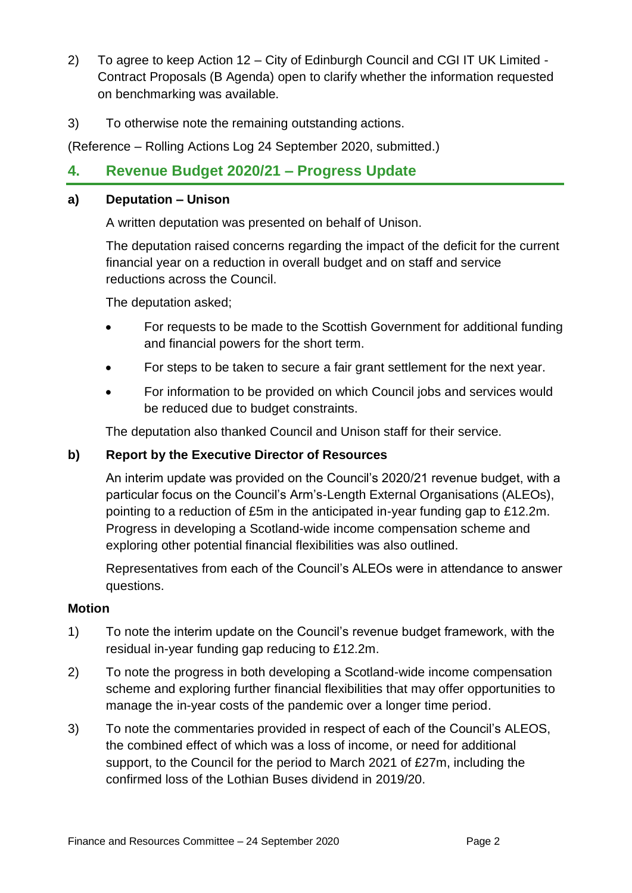2) To agree to keep Action 12 – City of Edinburgh Council and CGI IT UK Limited - Contract Proposals (B Agenda) open to clarify whether the information requested on benchmarking was available.

3) To otherwise note the remaining outstanding actions.

(Reference – Rolling Actions Log 24 September 2020, submitted.)

## 4. Revenue Budget 2020/21 – Progress Update

### a) Deputation – Unison

A written deputation was presented on behalf of Unison.

The deputation raised concerns regarding the impact of the deficit for the current financial year on a reduction in overall budget and on staff and service reductions across the Council.

The deputation asked;

- For requests to be made to the Scottish Government for additional funding and financial powers for the short term.
- For steps to be taken to secure a fair grant settlement for the next year.
- For information to be provided on which Council jobs and services would be reduced due to budget constraints.

The deputation also thanked Council and Unison staff for their service.

### b) Report by the Executive Director of Resources

An interim update was provided on the Council's 2020/21 revenue budget, with a particular focus on the Council's Arm's-Length External Organisations (ALEOs), pointing to a reduction of £5m in the anticipated in-year funding gap to £12.2m. Progress in developing a Scotland-wide income compensation scheme and exploring other potential financial flexibilities was also outlined.

Representatives from each of the Council's ALEOs were in attendance to answer questions.

**Motion**

1) To note the interim update on the Council's revenue budget framework, with the residual in-year funding gap reducing to £12.2m.

2) To note the progress in both developing a Scotland-wide income compensation scheme and exploring further financial flexibilities that may offer opportunities to manage the in-year costs of the pandemic over a longer time period.

3) To note the commentaries provided in respect of each of the Council's ALEOS, the combined effect of which was a loss of income, or need for additional support, to the Council for the period to March 2021 of £27m, including the confirmed loss of the Lothian Buses dividend in 2019/20.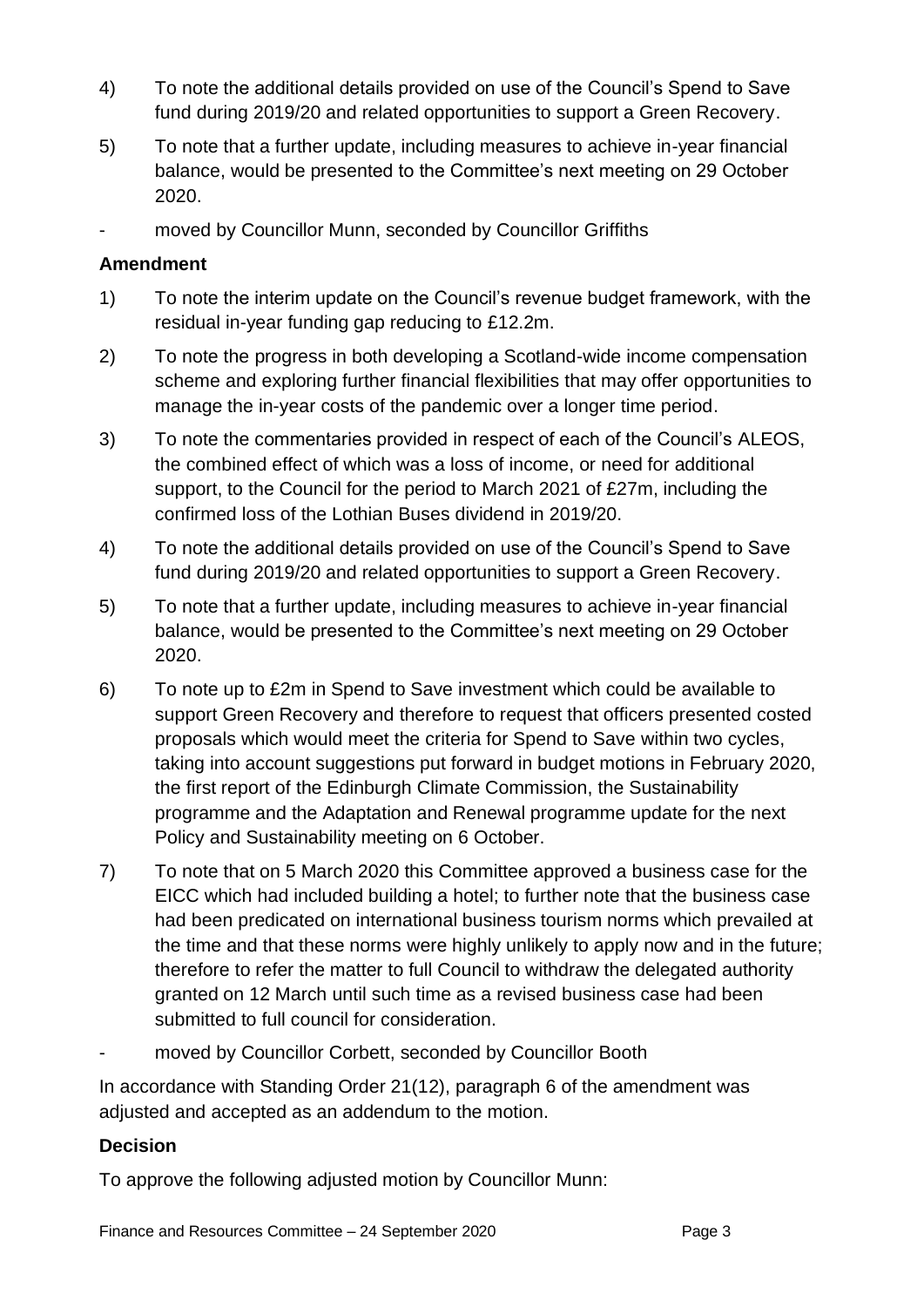4) To note the additional details provided on use of the Council's Spend to Save fund during 2019/20 and related opportunities to support a Green Recovery.

5) To note that a further update, including measures to achieve in-year financial balance, would be presented to the Committee's next meeting on 29 October 2020.

- moved by Councillor Munn, seconded by Councillor Griffiths

**Amendment**

1) To note the interim update on the Council's revenue budget framework, with the residual in-year funding gap reducing to £12.2m.

2) To note the progress in both developing a Scotland-wide income compensation scheme and exploring further financial flexibilities that may offer opportunities to manage the in-year costs of the pandemic over a longer time period.

3) To note the commentaries provided in respect of each of the Council's ALEOS, the combined effect of which was a loss of income, or need for additional support, to the Council for the period to March 2021 of £27m, including the confirmed loss of the Lothian Buses dividend in 2019/20.

4) To note the additional details provided on use of the Council's Spend to Save fund during 2019/20 and related opportunities to support a Green Recovery.

5) To note that a further update, including measures to achieve in-year financial balance, would be presented to the Committee's next meeting on 29 October 2020.

6) To note up to £2m in Spend to Save investment which could be available to support Green Recovery and therefore to request that officers presented costed proposals which would meet the criteria for Spend to Save within two cycles, taking into account suggestions put forward in budget motions in February 2020, the first report of the Edinburgh Climate Commission, the Sustainability programme and the Adaptation and Renewal programme update for the next Policy and Sustainability meeting on 6 October.

7) To note that on 5 March 2020 this Committee approved a business case for the EICC which had included building a hotel; to further note that the business case had been predicated on international business tourism norms which prevailed at the time and that these norms were highly unlikely to apply now and in the future; therefore to refer the matter to full Council to withdraw the delegated authority granted on 12 March until such time as a revised business case had been submitted to full council for consideration.

- moved by Councillor Corbett, seconded by Councillor Booth

In accordance with Standing Order 21(12), paragraph 6 of the amendment was adjusted and accepted as an addendum to the motion.

**Decision**

To approve the following adjusted motion by Councillor Munn: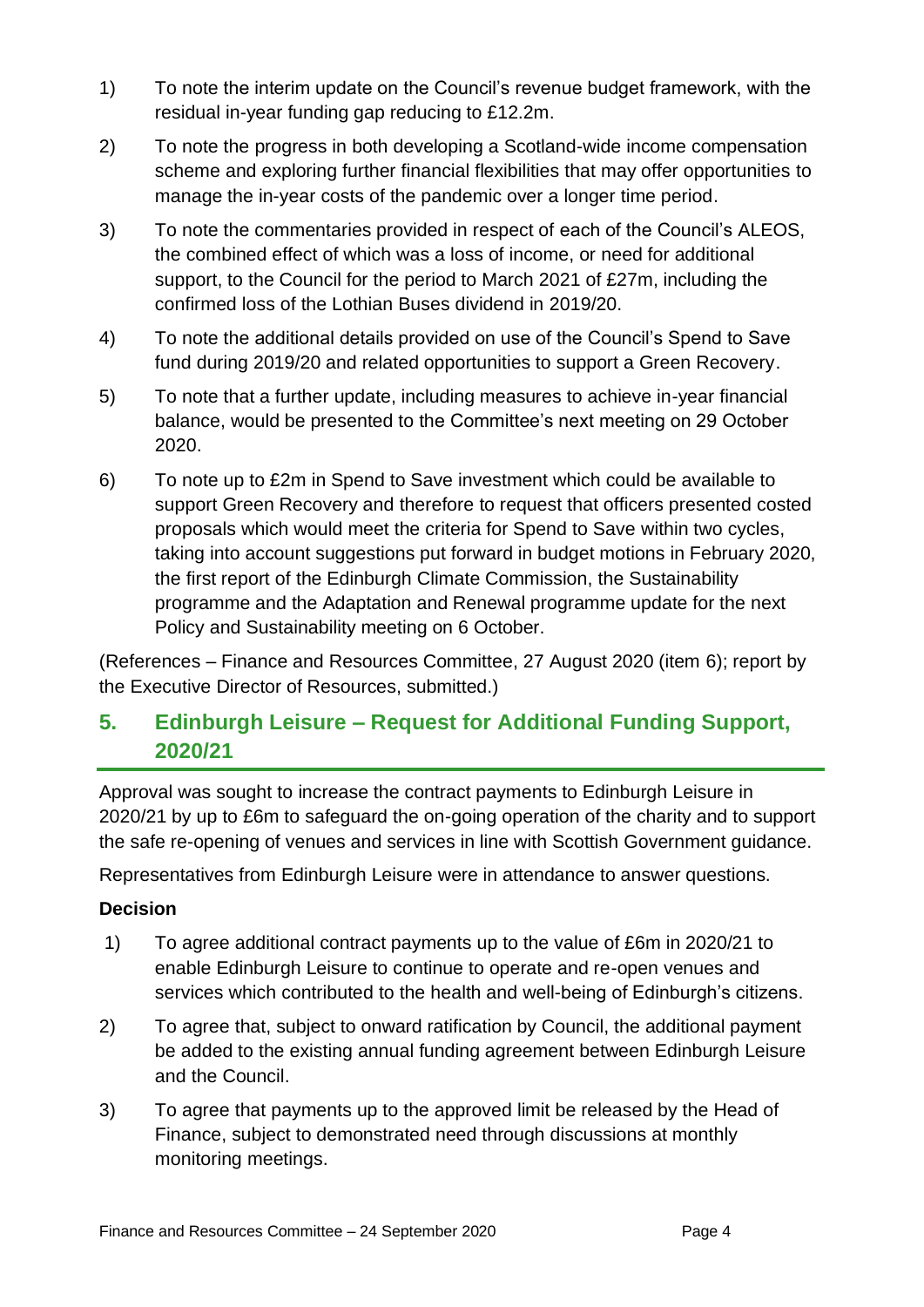1) To note the interim update on the Council's revenue budget framework, with the residual in-year funding gap reducing to £12.2m.

2) To note the progress in both developing a Scotland-wide income compensation scheme and exploring further financial flexibilities that may offer opportunities to manage the in-year costs of the pandemic over a longer time period.

3) To note the commentaries provided in respect of each of the Council's ALEOS, the combined effect of which was a loss of income, or need for additional support, to the Council for the period to March 2021 of £27m, including the confirmed loss of the Lothian Buses dividend in 2019/20.

4) To note the additional details provided on use of the Council's Spend to Save fund during 2019/20 and related opportunities to support a Green Recovery.

5) To note that a further update, including measures to achieve in-year financial balance, would be presented to the Committee's next meeting on 29 October 2020.

6) To note up to £2m in Spend to Save investment which could be available to support Green Recovery and therefore to request that officers presented costed proposals which would meet the criteria for Spend to Save within two cycles, taking into account suggestions put forward in budget motions in February 2020, the first report of the Edinburgh Climate Commission, the Sustainability programme and the Adaptation and Renewal programme update for the next Policy and Sustainability meeting on 6 October.

(References – Finance and Resources Committee, 27 August 2020 (item 6); report by the Executive Director of Resources, submitted.)

## 5. Edinburgh Leisure – Request for Additional Funding Support, 2020/21

Approval was sought to increase the contract payments to Edinburgh Leisure in 2020/21 by up to £6m to safeguard the on-going operation of the charity and to support the safe re-opening of venues and services in line with Scottish Government guidance.

Representatives from Edinburgh Leisure were in attendance to answer questions.

**Decision**

1) To agree additional contract payments up to the value of £6m in 2020/21 to enable Edinburgh Leisure to continue to operate and re-open venues and services which contributed to the health and well-being of Edinburgh's citizens.

2) To agree that, subject to onward ratification by Council, the additional payment be added to the existing annual funding agreement between Edinburgh Leisure and the Council.

3) To agree that payments up to the approved limit be released by the Head of Finance, subject to demonstrated need through discussions at monthly monitoring meetings.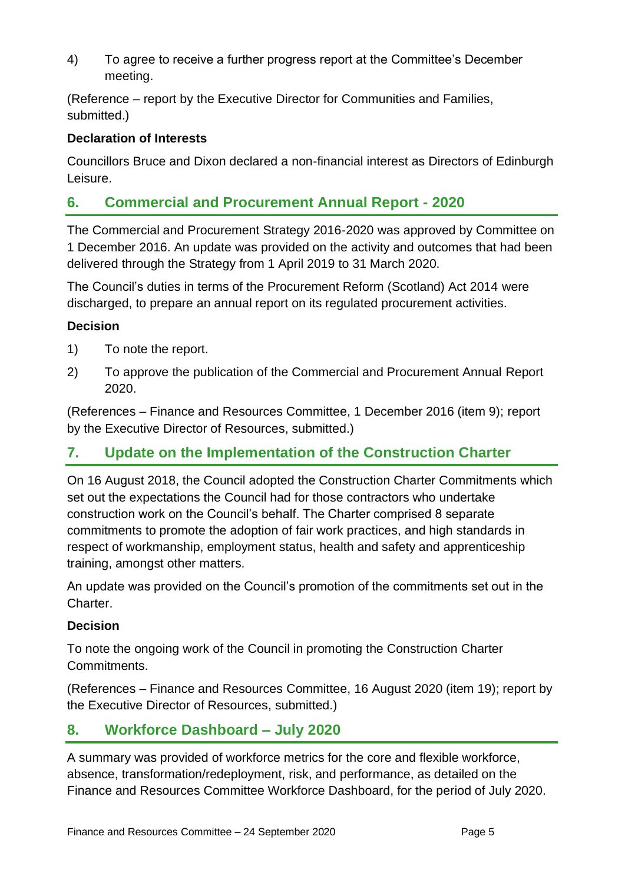4) To agree to receive a further progress report at the Committee's December meeting.

(Reference – report by the Executive Director for Communities and Families, submitted.)

**Declaration of Interests**

Councillors Bruce and Dixon declared a non-financial interest as Directors of Edinburgh Leisure.

## 6. Commercial and Procurement Annual Report - 2020

The Commercial and Procurement Strategy 2016-2020 was approved by Committee on 1 December 2016. An update was provided on the activity and outcomes that had been delivered through the Strategy from 1 April 2019 to 31 March 2020.

The Council's duties in terms of the Procurement Reform (Scotland) Act 2014 were discharged, to prepare an annual report on its regulated procurement activities.

**Decision**

1) To note the report.

2) To approve the publication of the Commercial and Procurement Annual Report 2020.

(References – Finance and Resources Committee, 1 December 2016 (item 9); report by the Executive Director of Resources, submitted.)

## 7. Update on the Implementation of the Construction Charter

On 16 August 2018, the Council adopted the Construction Charter Commitments which set out the expectations the Council had for those contractors who undertake construction work on the Council's behalf. The Charter comprised 8 separate commitments to promote the adoption of fair work practices, and high standards in respect of workmanship, employment status, health and safety and apprenticeship training, amongst other matters.

An update was provided on the Council's promotion of the commitments set out in the Charter.

**Decision**

To note the ongoing work of the Council in promoting the Construction Charter Commitments.

(References – Finance and Resources Committee, 16 August 2020 (item 19); report by the Executive Director of Resources, submitted.)

## 8. Workforce Dashboard – July 2020

A summary was provided of workforce metrics for the core and flexible workforce, absence, transformation/redeployment, risk, and performance, as detailed on the Finance and Resources Committee Workforce Dashboard, for the period of July 2020.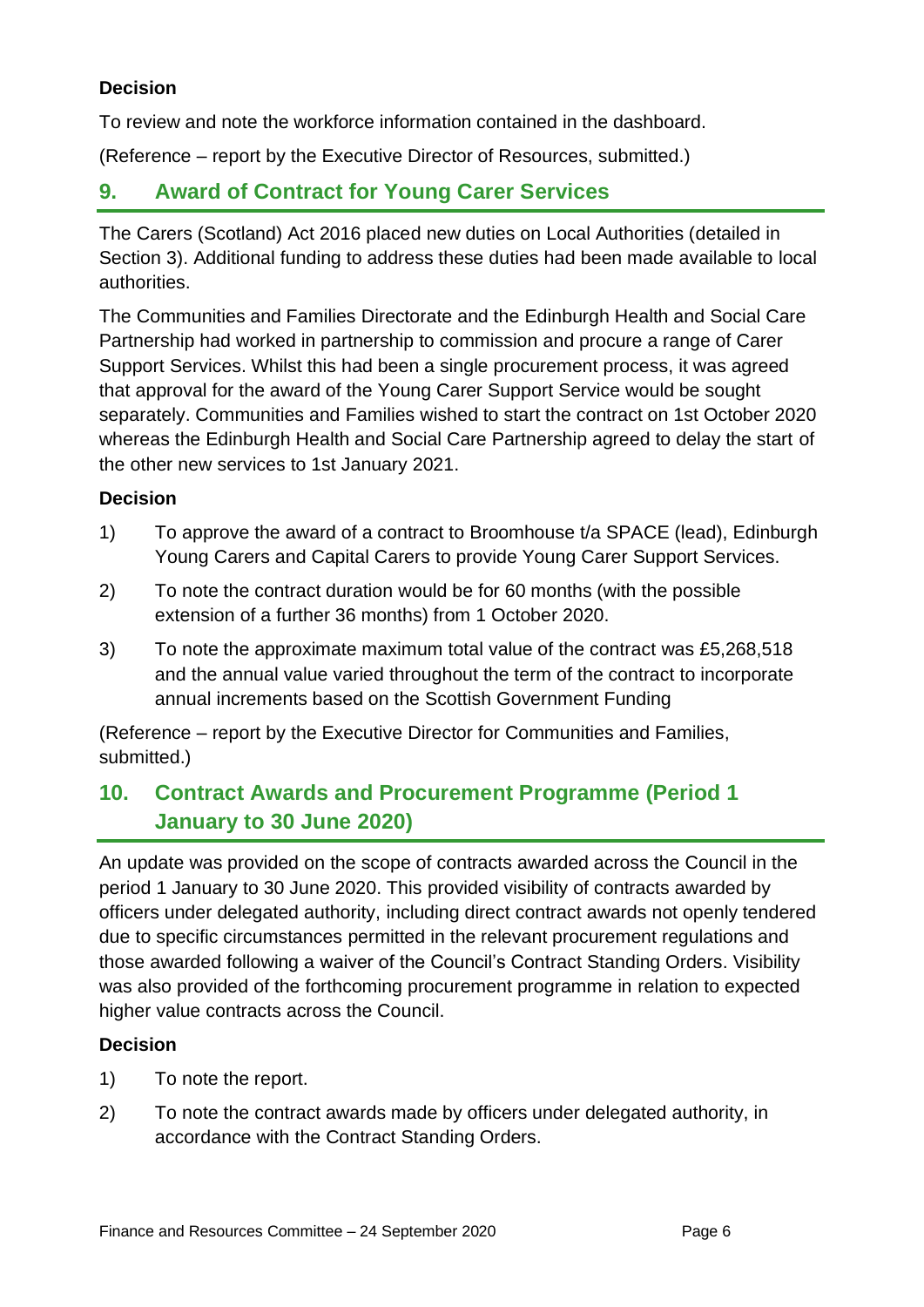### Decision

To review and note the workforce information contained in the dashboard.

(Reference – report by the Executive Director of Resources, submitted.)

## 9. Award of Contract for Young Carer Services

The Carers (Scotland) Act 2016 placed new duties on Local Authorities (detailed in Section 3). Additional funding to address these duties had been made available to local authorities.

The Communities and Families Directorate and the Edinburgh Health and Social Care Partnership had worked in partnership to commission and procure a range of Carer Support Services. Whilst this had been a single procurement process, it was agreed that approval for the award of the Young Carer Support Service would be sought separately. Communities and Families wished to start the contract on 1st October 2020 whereas the Edinburgh Health and Social Care Partnership agreed to delay the start of the other new services to 1st January 2021.

### Decision

1) To approve the award of a contract to Broomhouse t/a SPACE (lead), Edinburgh Young Carers and Capital Carers to provide Young Carer Support Services.
2) To note the contract duration would be for 60 months (with the possible extension of a further 36 months) from 1 October 2020.
3) To note the approximate maximum total value of the contract was £5,268,518 and the annual value varied throughout the term of the contract to incorporate annual increments based on the Scottish Government Funding

(Reference – report by the Executive Director for Communities and Families, submitted.)

## 10. Contract Awards and Procurement Programme (Period 1 January to 30 June 2020)

An update was provided on the scope of contracts awarded across the Council in the period 1 January to 30 June 2020. This provided visibility of contracts awarded by officers under delegated authority, including direct contract awards not openly tendered due to specific circumstances permitted in the relevant procurement regulations and those awarded following a waiver of the Council's Contract Standing Orders. Visibility was also provided of the forthcoming procurement programme in relation to expected higher value contracts across the Council.

### Decision

1) To note the report.
2) To note the contract awards made by officers under delegated authority, in accordance with the Contract Standing Orders.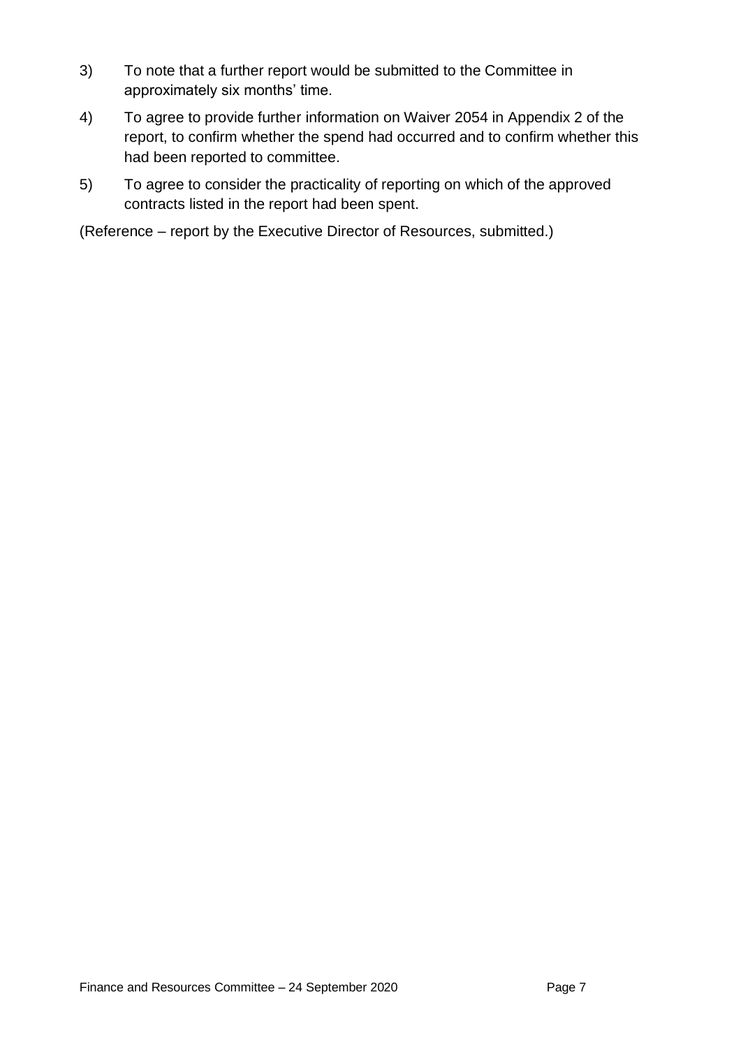3) To note that a further report would be submitted to the Committee in approximately six months' time.

4) To agree to provide further information on Waiver 2054 in Appendix 2 of the report, to confirm whether the spend had occurred and to confirm whether this had been reported to committee.

5) To agree to consider the practicality of reporting on which of the approved contracts listed in the report had been spent.

(Reference – report by the Executive Director of Resources, submitted.)